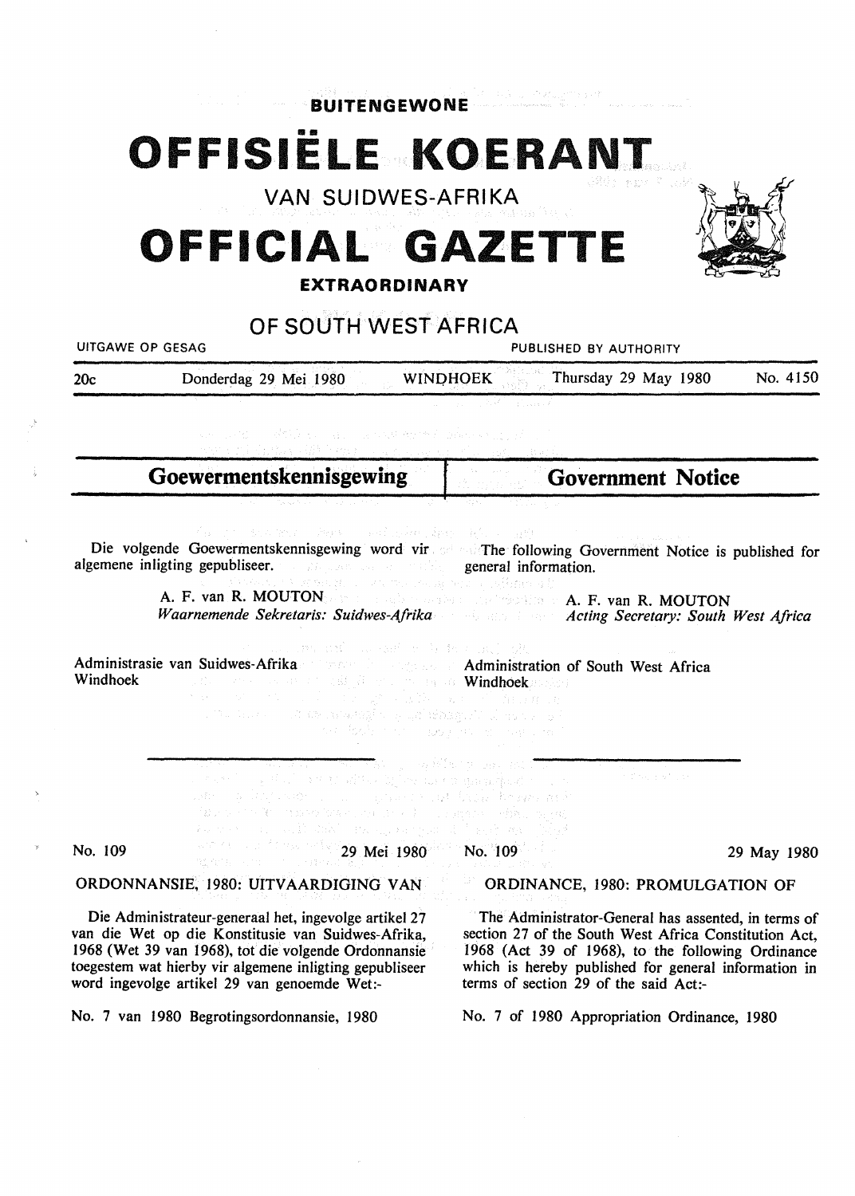**BUITENGEWONE**

# OFFISIËLE KOERANT

VAN SUIDWES-AFRIKA

# OFFICIAL GAZETTE

**EXTRAORDINARY**

## OF SOUTH WEST AFRICA

UITGAWE OP GESAG | PUBLISHED BY AUTHORITY

20c | Donderdag 29 Mei 1980 | WINDHOEK | Thursday 29 May 1980 | No. 4150

## Goewermentskennisgewing

Die volgende Goewermentskennisgewing word vir algemene inligting gepubliseer.

A. F. van R. MOUTON
*Waarnemende Sekretaris: Suidwes-Afrika*

Administrasie van Suidwes-Afrika
Windhoek

No. 109 — 29 Mei 1980

ORDONNANSIE, 1980: UITVAARDIGING VAN

Die Administrateur-generaal het, ingevolge artikel 27 van die Wet op die Konstitusie van Suidwes-Afrika, 1968 (Wet 39 van 1968), tot die volgende Ordonnansie toegestem wat hierby vir algemene inligting gepubliseer word ingevolge artikel 29 van genoemde Wet:-

No. 7 van 1980 Begrotingsordonnansie, 1980

## Government Notice

The following Government Notice is published for general information.

A. F. van R. MOUTON
*Acting Secretary: South West Africa*

Administration of South West Africa
Windhoek

No. 109 — 29 May 1980

ORDINANCE, 1980: PROMULGATION OF

The Administrator-General has assented, in terms of section 27 of the South West Africa Constitution Act, 1968 (Act 39 of 1968), to the following Ordinance which is hereby published for general information in terms of section 29 of the said Act:-

No. 7 of 1980 Appropriation Ordinance, 1980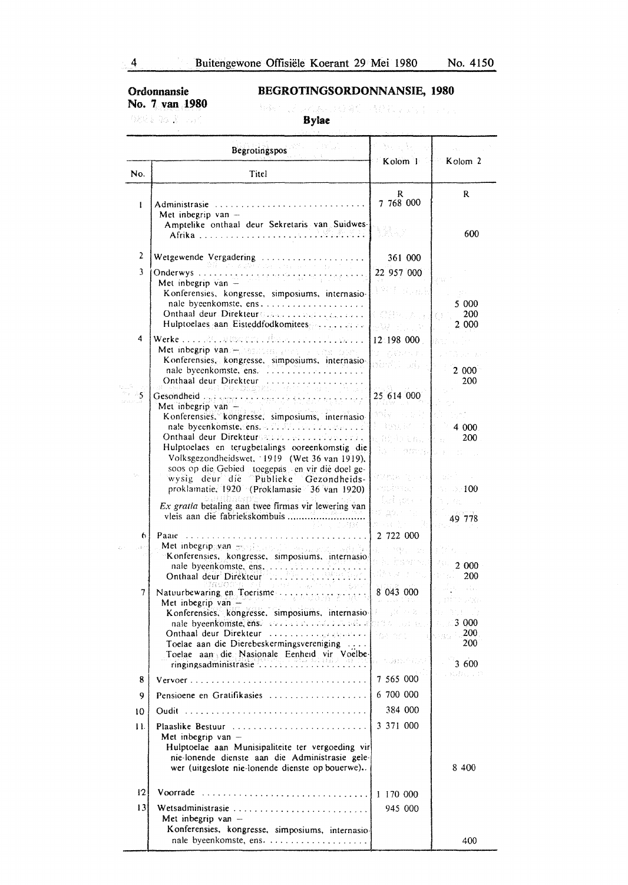**Ordonnansie No. 7 van 1980**

## BEGROTINGSORDONNANSIE, 1980

### Bylae

| Begrotingspos | | Kolom 1 | Kolom 2 |
|---|---|---|---|
| No. | Titel | | |
| | | R | R |
| 1 | Administrasie | 7 768 000 | |
| | Met inbegrip van – | | |
| | Amptelike onthaal deur Sekretaris van Suidwes-Afrika | | 600 |
| 2 | Wetgewende Vergadering | 361 000 | |
| 3 | Onderwys | 22 957 000 | |
| | Met inbegrip van – | | |
| | Konferensies, kongresse, simposiums, internasionale byeenkomste, ens. | | 5 000 |
| | Onthaal deur Direkteur | | 200 |
| | Hulptoelaes aan Eisteddfodkomitees | | 2 000 |
| 4 | Werke | 12 198 000 | |
| | Met inbegrip van – | | |
| | Konferensies, kongresse, simposiums, internasionale byeenkomste, ens. | | 2 000 |
| | Onthaal deur Direkteur | | 200 |
| 5 | Gesondheid | 25 614 000 | |
| | Met inbegrip van – | | |
| | Konferensies, kongresse, simposiums, internasionale byeenkomste, ens. | | 4 000 |
| | Onthaal deur Direkteur | | 200 |
| | Hulptoelaes en terugbetalings ooreenkomstig die Volksgezondheidswet, 1919 (Wet 36 van 1919), soos op die Gebied toegepas en vir die doel gewysig deur die Publieke Gezondheidsproklamatie, 1920 (Proklamasie 36 van 1920) | | 100 |
| | *Ex gratia* betaling aan twee firmas vir lewering van vleis aan die fabriekskombuis | | 49 778 |
| 6 | Paaie | 2 722 000 | |
| | Met inbegrip van – | | |
| | Konferensies, kongresse, simposiums, internasionale byeenkomste, ens. | | 2 000 |
| | Onthaal deur Direkteur | | 200 |
| 7 | Natuurbewaring en Toerisme | 8 043 000 | |
| | Met inbegrip van – | | |
| | Konferensies, kongresse, simposiums, internasionale byeenkomste, ens. | | 3 000 |
| | Onthaal deur Direkteur | | 200 |
| | Toelae aan die Dierebeskermingsvereniging | | 200 |
| | Toelae aan die Nasionale Eenheid vir Voëlberingingsadministrasie | | 3 600 |
| 8 | Vervoer | 7 565 000 | |
| 9 | Pensioene en Gratifikasies | 6 700 000 | |
| 10 | Oudit | 384 000 | |
| 11 | Plaaslike Bestuur | 3 371 000 | |
| | Met inbegrip van – | | |
| | Hulptoelae aan Munisipaliteite ter vergoeding vir nie-lonende dienste aan die Administrasie gelewer (uitgeslote nie-lonende dienste op bouerwe) | | 8 400 |
| 12 | Voorrade | 1 170 000 | |
| 13 | Wetsadministrasie | 945 000 | |
| | Met inbegrip van – | | |
| | Konferensies, kongresse, simposiums, internasionale byeenkomste, ens. | | 400 |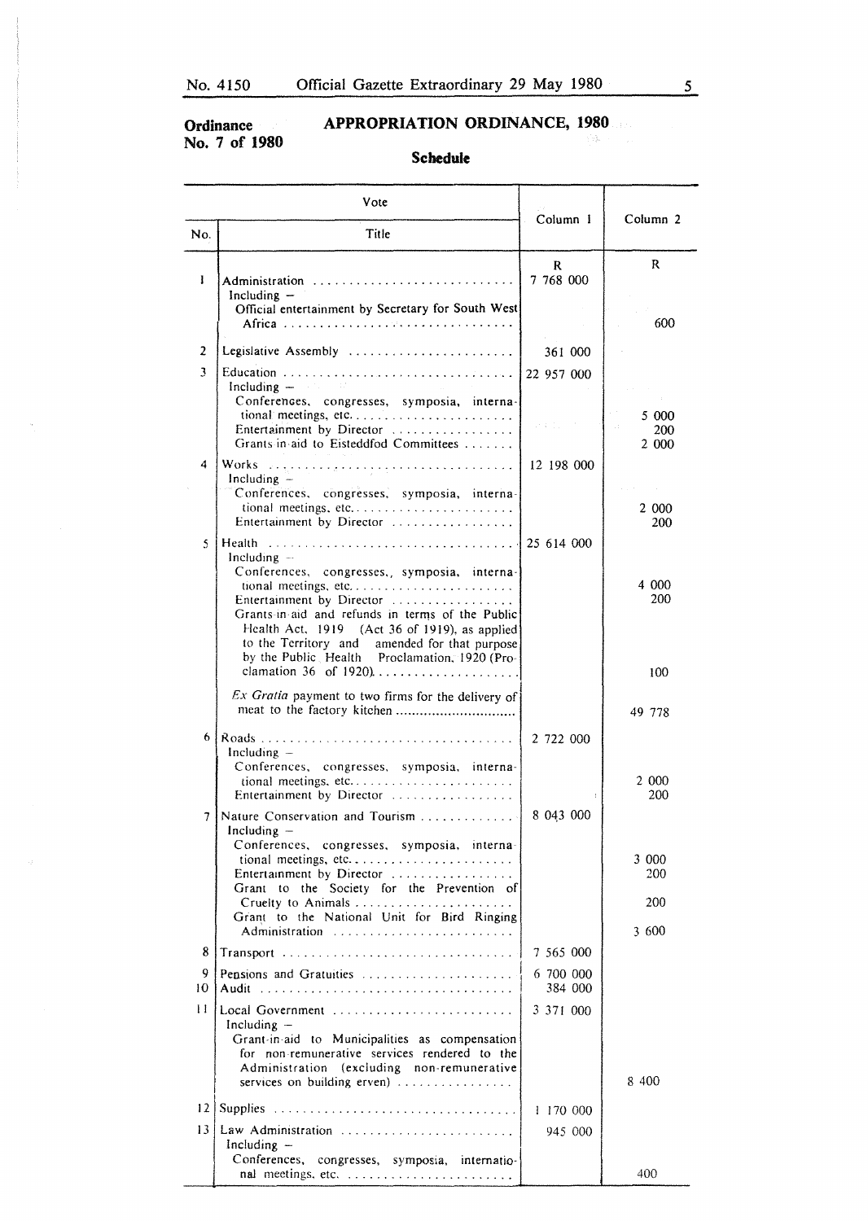**Ordinance No. 7 of 1980**

## APPROPRIATION ORDINANCE, 1980

### Schedule

| Vote No. | Vote Title | Column 1 | Column 2 |
|---|---|---|---|
| | | R | R |
| 1 | Administration | 7 768 000 | |
| | Including – | | |
| | Official entertainment by Secretary for South West Africa | | 600 |
| 2 | Legislative Assembly | 361 000 | |
| 3 | Education | 22 957 000 | |
| | Including – | | |
| | Conferences, congresses, symposia, international meetings, etc. | | 5 000 |
| | Entertainment by Director | | 200 |
| | Grants-in-aid to Eisteddfod Committees | | 2 000 |
| 4 | Works | 12 198 000 | |
| | Including – | | |
| | Conferences, congresses, symposia, international meetings, etc. | | 2 000 |
| | Entertainment by Director | | 200 |
| 5 | Health | 25 614 000 | |
| | Including – | | |
| | Conferences, congresses, symposia, international meetings, etc. | | 4 000 |
| | Entertainment by Director | | 200 |
| | Grants-in-aid and refunds in terms of the Public Health Act, 1919 (Act 36 of 1919), as applied to the Territory and amended for that purpose by the Public Health Proclamation, 1920 (Proclamation 36 of 1920) | | 100 |
| | *Ex Gratia* payment to two firms for the delivery of meat to the factory kitchen | | 49 778 |
| 6 | Roads | 2 722 000 | |
| | Including – | | |
| | Conferences, congresses, symposia, international meetings, etc. | | 2 000 |
| | Entertainment by Director | | 200 |
| 7 | Nature Conservation and Tourism | 8 043 000 | |
| | Including – | | |
| | Conferences, congresses, symposia, international meetings, etc. | | 3 000 |
| | Entertainment by Director | | 200 |
| | Grant to the Society for the Prevention of Cruelty to Animals | | 200 |
| | Grant to the National Unit for Bird Ringing Administration | | 3 600 |
| 8 | Transport | 7 565 000 | |
| 9 | Pensions and Gratuities | 6 700 000 | |
| 10 | Audit | 384 000 | |
| 11 | Local Government | 3 371 000 | |
| | Including – | | |
| | Grant-in-aid to Municipalities as compensation for non-remunerative services rendered to the Administration (excluding non-remunerative services on building erven) | | 8 400 |
| 12 | Supplies | 1 170 000 | |
| 13 | Law Administration | 945 000 | |
| | Including – | | |
| | Conferences, congresses, symposia, international meetings, etc. | | 400 |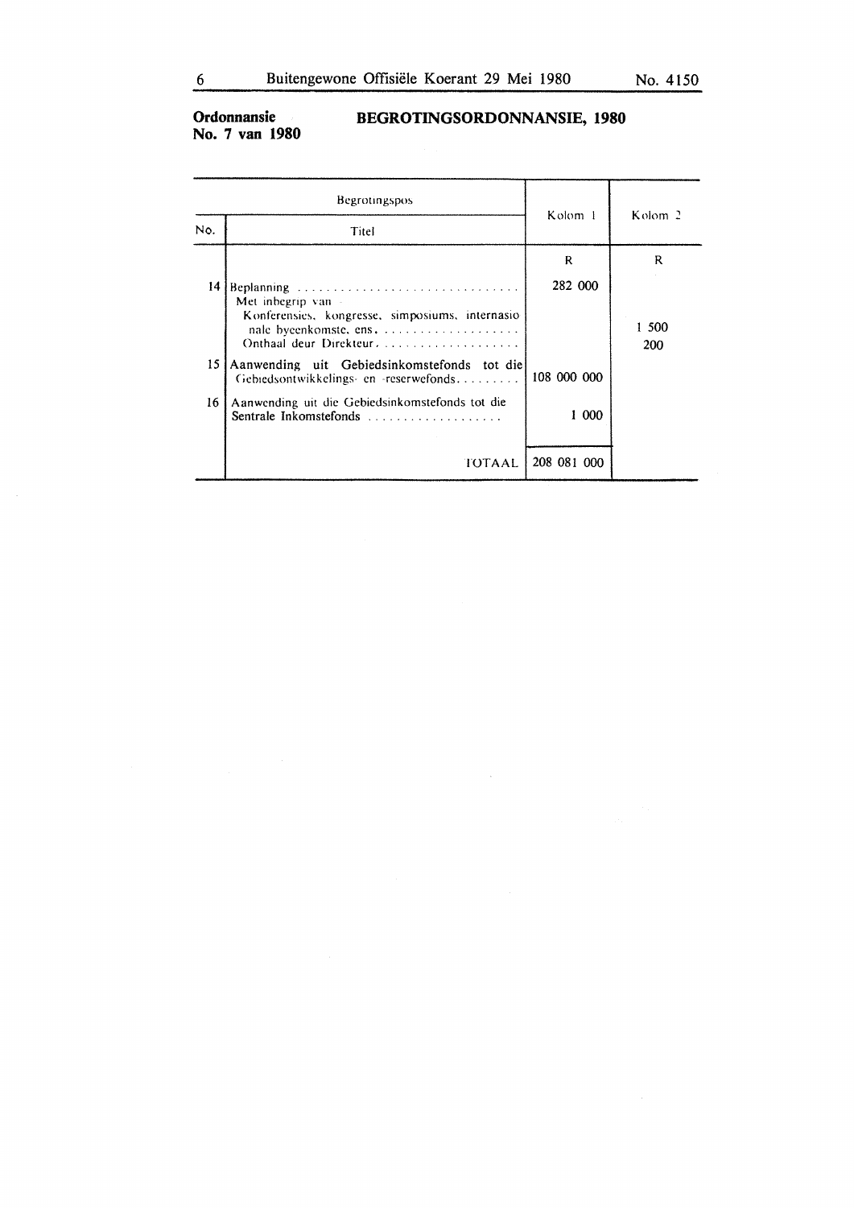**Ordonnansie No. 7 van 1980**

## BEGROTINGSORDONNANSIE, 1980

| Begrotingspos | | Kolom 1 | Kolom 2 |
|---|---|---|---|
| No. | Titel | | |
| | | R | R |
| 14 | Beplanning ...... | 282 000 | |
| | Met inbegrip van — | | |
| | Konferensies, kongresse, simposiums, internasionale byeenkomste, ens. ...... | | 1 500 |
| | Onthaal deur Direkteur. ...... | | 200 |
| 15 | Aanwending uit Gebiedsinkomstefonds tot die Gebiedsontwikkelings- en -reserwefonds. ...... | 108 000 000 | |
| 16 | Aanwending uit die Gebiedsinkomstefonds tot die Sentrale Inkomstefonds ...... | 1 000 | |
| | TOTAAL | 208 081 000 | |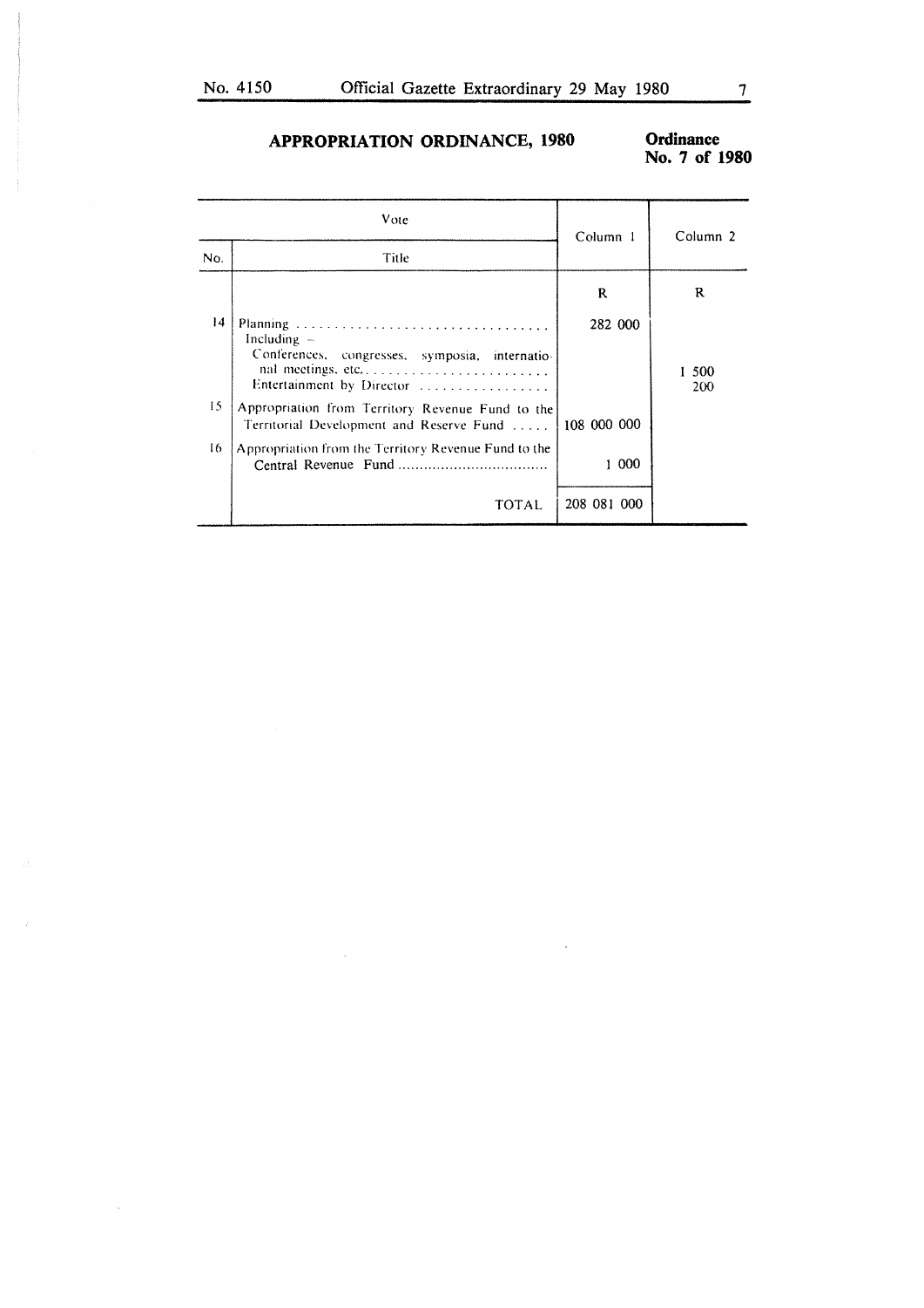## APPROPRIATION ORDINANCE, 1980

**Ordinance No. 7 of 1980**

| Vote | | Column 1 | Column 2 |
|---|---|---|---|
| No. | Title | | |
| | | R | R |
| 14 | Planning ................................. | 282 000 | |
| | Including – | | |
| | Conferences, congresses, symposia, international meetings, etc. ........................ | | 1 500 |
| | Entertainment by Director ................. | | 200 |
| 15 | Appropriation from Territory Revenue Fund to the Territorial Development and Reserve Fund ..... | 108 000 000 | |
| 16 | Appropriation from the Territory Revenue Fund to the Central Revenue Fund ................................. | 1 000 | |
| | TOTAL | 208 081 000 | |